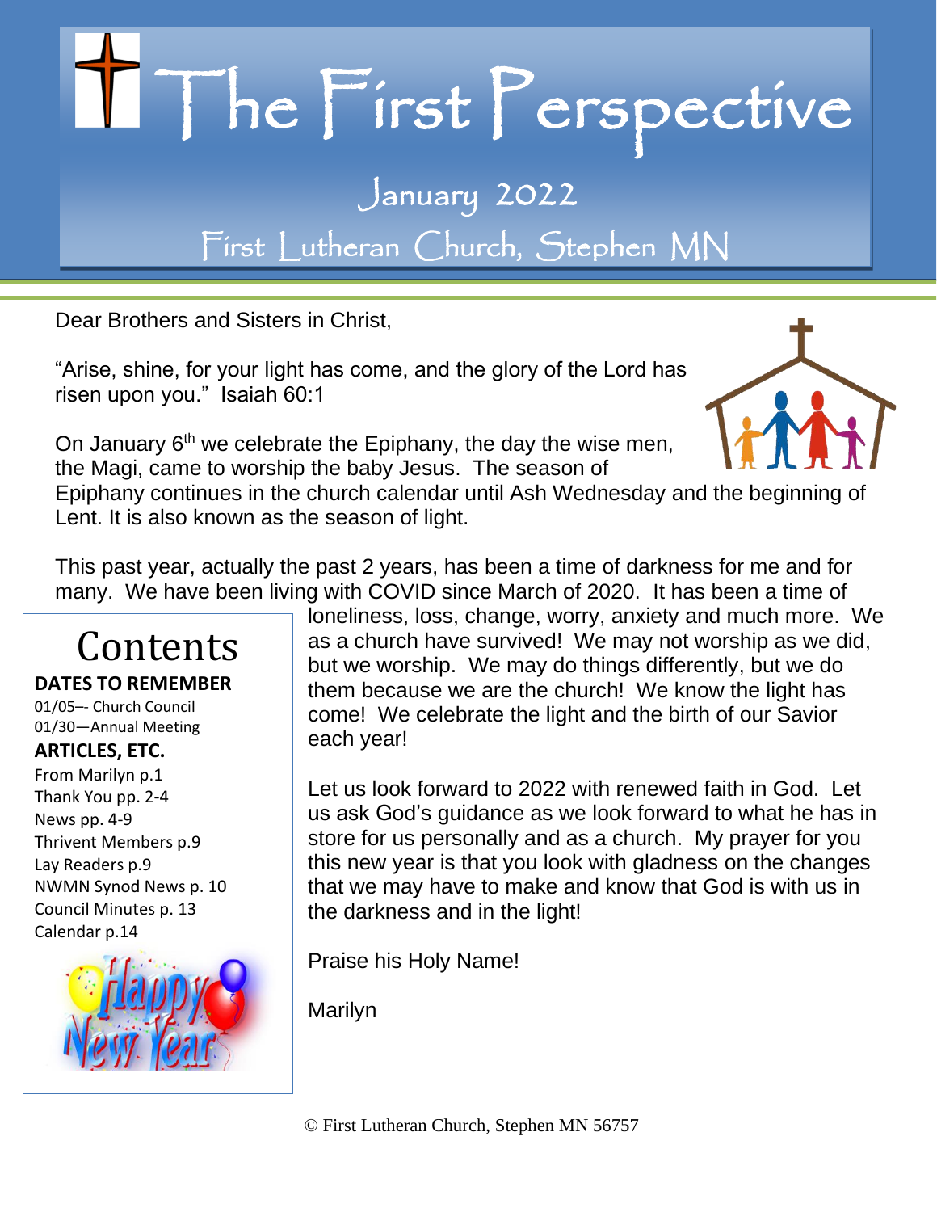# The First Perspective

## January 2022

## First Lutheran Church, Stephen MN

Dear Brothers and Sisters in Christ,

"Arise, shine, for your light has come, and the glory of the Lord has risen upon you." Isaiah 60:1

On January 6th we celebrate the Epiphany, the day the wise men, the Magi, came to worship the baby Jesus. The season of Epiphany continues in the church calendar until Ash Wednesday and the beginning of Lent. It is also known as the season of light.

This past year, actually the past 2 years, has been a time of darkness for me and for many. We have been living with COVID since March of 2020. It has been a time of loneliness, loss, change, worry, anxiety and much more. We as a church have survived! We may not worship as we did, but we worship. We may do things differently, but we do them because we are the church! We know the light has come! We celebrate the light and the birth of our Savior each year!

Let us look forward to 2022 with renewed faith in God. Let us ask God's guidance as we look forward to what he has in store for us personally and as a church. My prayer for you this new year is that you look with gladness on the changes that we may have to make and know that God is with us in the darkness and in the light!

Praise his Holy Name!

Marilyn

## Contents

**DATES TO REMEMBER**

01/05–- Church Council
01/30—Annual Meeting

**ARTICLES, ETC.**

From Marilyn p.1
Thank You pp. 2-4
News pp. 4-9
Thrivent Members p.9
Lay Readers p.9
NWMN Synod News p. 10
Council Minutes p. 13
Calendar p.14

Happy New Year

© First Lutheran Church, Stephen MN 56757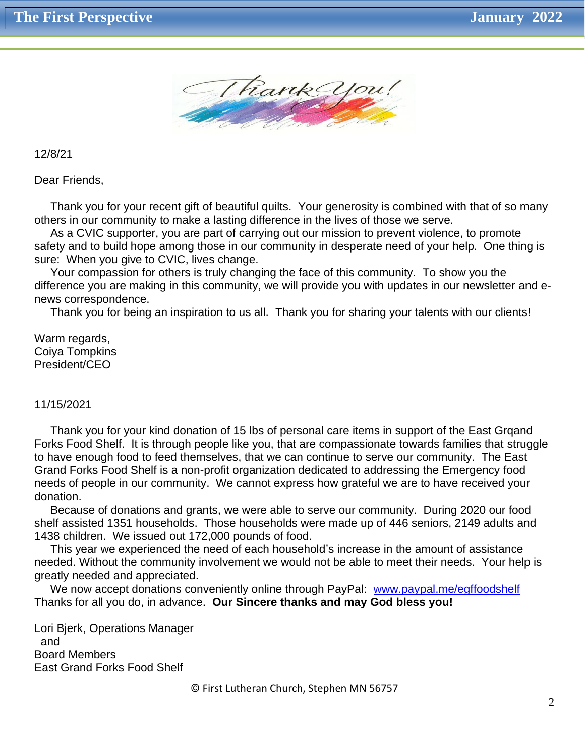Thank You!

12/8/21

Dear Friends,

Thank you for your recent gift of beautiful quilts. Your generosity is combined with that of so many others in our community to make a lasting difference in the lives of those we serve.

As a CVIC supporter, you are part of carrying out our mission to prevent violence, to promote safety and to build hope among those in our community in desperate need of your help. One thing is sure: When you give to CVIC, lives change.

Your compassion for others is truly changing the face of this community. To show you the difference you are making in this community, we will provide you with updates in our newsletter and e-news correspondence.

Thank you for being an inspiration to us all. Thank you for sharing your talents with our clients!

Warm regards,
Coiya Tompkins
President/CEO

11/15/2021

Thank you for your kind donation of 15 lbs of personal care items in support of the East Grqand Forks Food Shelf. It is through people like you, that are compassionate towards families that struggle to have enough food to feed themselves, that we can continue to serve our community. The East Grand Forks Food Shelf is a non-profit organization dedicated to addressing the Emergency food needs of people in our community. We cannot express how grateful we are to have received your donation.

Because of donations and grants, we were able to serve our community. During 2020 our food shelf assisted 1351 households. Those households were made up of 446 seniors, 2149 adults and 1438 children. We issued out 172,000 pounds of food.

This year we experienced the need of each household's increase in the amount of assistance needed. Without the community involvement we would not be able to meet their needs. Your help is greatly needed and appreciated.

We now accept donations conveniently online through PayPal: www.paypal.me/egffoodshelf
Thanks for all you do, in advance. **Our Sincere thanks and may God bless you!**

Lori Bjerk, Operations Manager
and
Board Members
East Grand Forks Food Shelf

© First Lutheran Church, Stephen MN 56757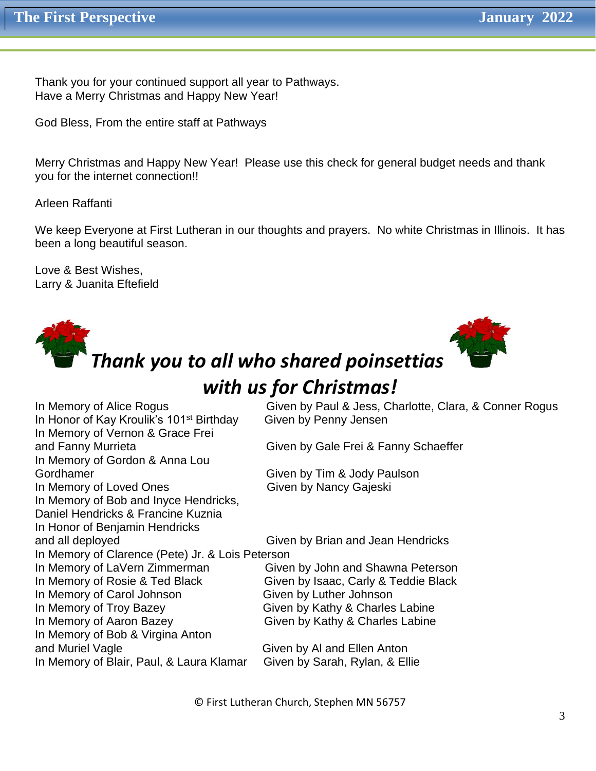Thank you for your continued support all year to Pathways.
Have a Merry Christmas and Happy New Year!

God Bless, From the entire staff at Pathways

Merry Christmas and Happy New Year! Please use this check for general budget needs and thank you for the internet connection!!

Arleen Raffanti

We keep Everyone at First Lutheran in our thoughts and prayers. No white Christmas in Illinois. It has been a long beautiful season.

Love & Best Wishes,
Larry & Juanita Eftefield

## *Thank you to all who shared poinsettias with us for Christmas!*

| | |
|---|---|
| In Memory of Alice Rogus | Given by Paul & Jess, Charlotte, Clara, & Conner Rogus |
| In Honor of Kay Kroulik's 101st Birthday | Given by Penny Jensen |
| In Memory of Vernon & Grace Frei and Fanny Murrieta | Given by Gale Frei & Fanny Schaeffer |
| In Memory of Gordon & Anna Lou Gordhamer | Given by Tim & Jody Paulson |
| In Memory of Loved Ones | Given by Nancy Gajeski |
| In Memory of Bob and Inyce Hendricks, Daniel Hendricks & Francine Kuznia In Honor of Benjamin Hendricks and all deployed | Given by Brian and Jean Hendricks |
| In Memory of Clarence (Pete) Jr. & Lois Peterson In Memory of LaVern Zimmerman | Given by John and Shawna Peterson |
| In Memory of Rosie & Ted Black | Given by Isaac, Carly & Teddie Black |
| In Memory of Carol Johnson | Given by Luther Johnson |
| In Memory of Troy Bazey | Given by Kathy & Charles Labine |
| In Memory of Aaron Bazey | Given by Kathy & Charles Labine |
| In Memory of Bob & Virgina Anton and Muriel Vagle | Given by Al and Ellen Anton |
| In Memory of Blair, Paul, & Laura Klamar | Given by Sarah, Rylan, & Ellie |

© First Lutheran Church, Stephen MN 56757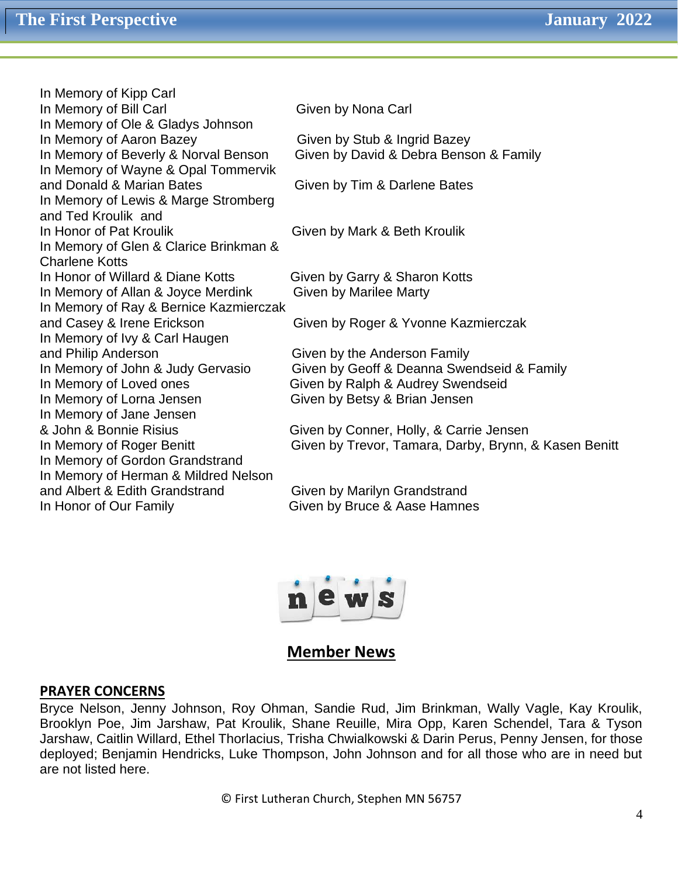| | |
|---|---|
| In Memory of Kipp Carl<br>In Memory of Bill Carl | Given by Nona Carl |
| In Memory of Ole & Gladys Johnson<br>In Memory of Aaron Bazey | Given by Stub & Ingrid Bazey |
| In Memory of Beverly & Norval Benson | Given by David & Debra Benson & Family |
| In Memory of Wayne & Opal Tommervik and Donald & Marian Bates | Given by Tim & Darlene Bates |
| In Memory of Lewis & Marge Stromberg and Ted Kroulik and In Honor of Pat Kroulik | Given by Mark & Beth Kroulik |
| In Memory of Glen & Clarice Brinkman & Charlene Kotts<br>In Honor of Willard & Diane Kotts | Given by Garry & Sharon Kotts |
| In Memory of Allan & Joyce Merdink | Given by Marilee Marty |
| In Memory of Ray & Bernice Kazmierczak and Casey & Irene Erickson | Given by Roger & Yvonne Kazmierczak |
| In Memory of Ivy & Carl Haugen and Philip Anderson | Given by the Anderson Family |
| In Memory of John & Judy Gervasio | Given by Geoff & Deanna Swendseid & Family |
| In Memory of Loved ones | Given by Ralph & Audrey Swendseid |
| In Memory of Lorna Jensen | Given by Betsy & Brian Jensen |
| In Memory of Jane Jensen & John & Bonnie Risius | Given by Conner, Holly, & Carrie Jensen |
| In Memory of Roger Benitt | Given by Trevor, Tamara, Darby, Brynn, & Kasen Benitt |
| In Memory of Gordon Grandstrand<br>In Memory of Herman & Mildred Nelson and Albert & Edith Grandstrand | Given by Marilyn Grandstrand |
| In Honor of Our Family | Given by Bruce & Aase Hamnes |

## Member News

**PRAYER CONCERNS**

Bryce Nelson, Jenny Johnson, Roy Ohman, Sandie Rud, Jim Brinkman, Wally Vagle, Kay Kroulik, Brooklyn Poe, Jim Jarshaw, Pat Kroulik, Shane Reuille, Mira Opp, Karen Schendel, Tara & Tyson Jarshaw, Caitlin Willard, Ethel Thorlacius, Trisha Chwialkowski & Darin Perus, Penny Jensen, for those deployed; Benjamin Hendricks, Luke Thompson, John Johnson and for all those who are in need but are not listed here.

© First Lutheran Church, Stephen MN 56757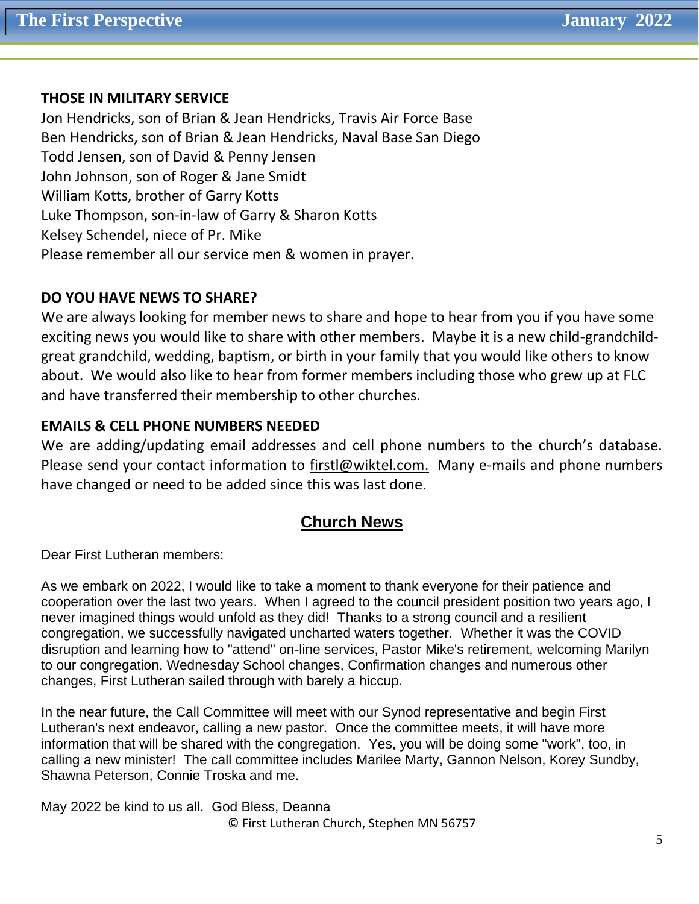**THOSE IN MILITARY SERVICE**

Jon Hendricks, son of Brian & Jean Hendricks, Travis Air Force Base
Ben Hendricks, son of Brian & Jean Hendricks, Naval Base San Diego
Todd Jensen, son of David & Penny Jensen
John Johnson, son of Roger & Jane Smidt
William Kotts, brother of Garry Kotts
Luke Thompson, son-in-law of Garry & Sharon Kotts
Kelsey Schendel, niece of Pr. Mike
Please remember all our service men & women in prayer.

**DO YOU HAVE NEWS TO SHARE?**

We are always looking for member news to share and hope to hear from you if you have some exciting news you would like to share with other members. Maybe it is a new child-grandchild-great grandchild, wedding, baptism, or birth in your family that you would like others to know about. We would also like to hear from former members including those who grew up at FLC and have transferred their membership to other churches.

**EMAILS & CELL PHONE NUMBERS NEEDED**

We are adding/updating email addresses and cell phone numbers to the church's database. Please send your contact information to firstl@wiktel.com. Many e-mails and phone numbers have changed or need to be added since this was last done.

## Church News

Dear First Lutheran members:

As we embark on 2022, I would like to take a moment to thank everyone for their patience and cooperation over the last two years. When I agreed to the council president position two years ago, I never imagined things would unfold as they did! Thanks to a strong council and a resilient congregation, we successfully navigated uncharted waters together. Whether it was the COVID disruption and learning how to "attend" on-line services, Pastor Mike's retirement, welcoming Marilyn to our congregation, Wednesday School changes, Confirmation changes and numerous other changes, First Lutheran sailed through with barely a hiccup.

In the near future, the Call Committee will meet with our Synod representative and begin First Lutheran's next endeavor, calling a new pastor. Once the committee meets, it will have more information that will be shared with the congregation. Yes, you will be doing some "work", too, in calling a new minister! The call committee includes Marilee Marty, Gannon Nelson, Korey Sundby, Shawna Peterson, Connie Troska and me.

May 2022 be kind to us all. God Bless, Deanna

© First Lutheran Church, Stephen MN 56757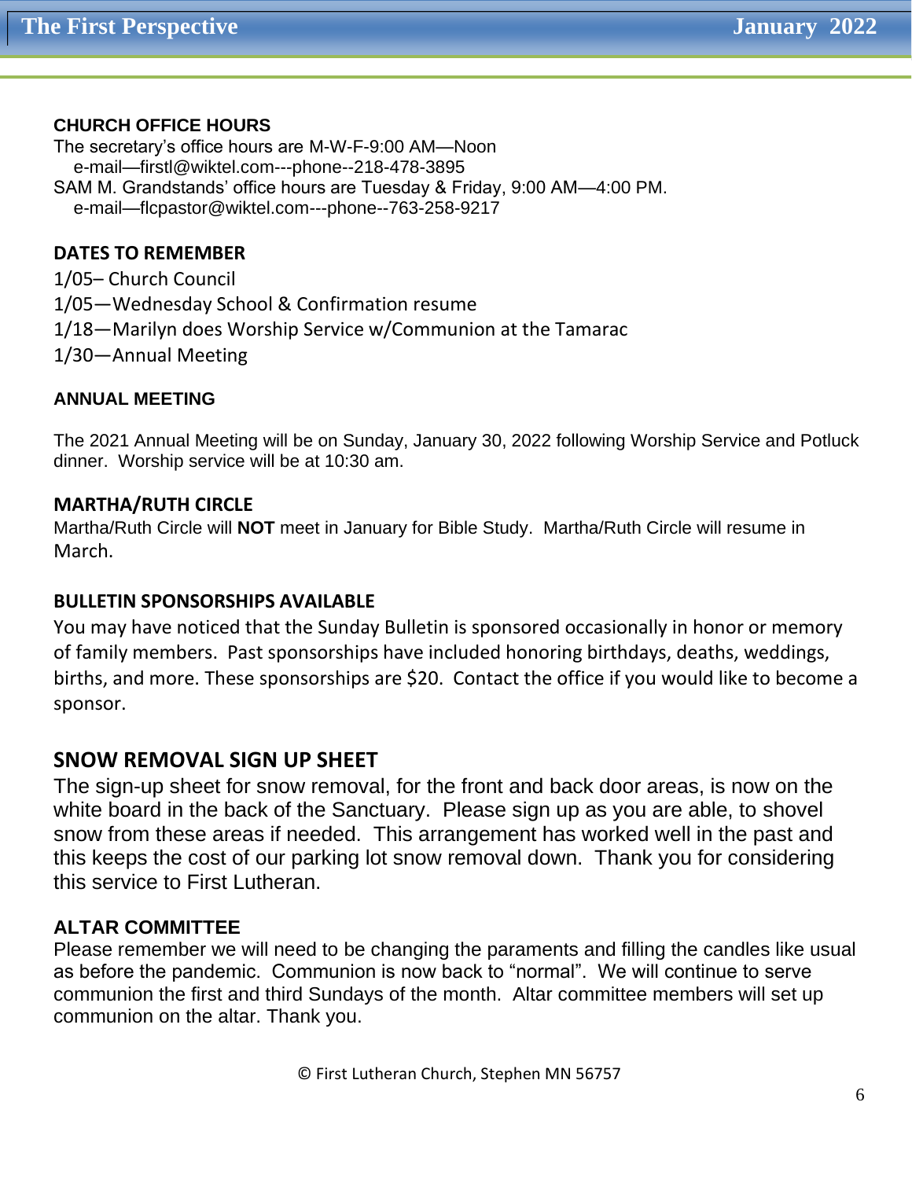## CHURCH OFFICE HOURS

The secretary's office hours are M-W-F-9:00 AM—Noon
e-mail—firstl@wiktel.com---phone--218-478-3895
SAM M. Grandstands' office hours are Tuesday & Friday, 9:00 AM—4:00 PM.
e-mail—flcpastor@wiktel.com---phone--763-258-9217

## DATES TO REMEMBER

1/05– Church Council
1/05—Wednesday School & Confirmation resume
1/18—Marilyn does Worship Service w/Communion at the Tamarac
1/30—Annual Meeting

## ANNUAL MEETING

The 2021 Annual Meeting will be on Sunday, January 30, 2022 following Worship Service and Potluck dinner. Worship service will be at 10:30 am.

## MARTHA/RUTH CIRCLE

Martha/Ruth Circle will **NOT** meet in January for Bible Study. Martha/Ruth Circle will resume in March.

## BULLETIN SPONSORSHIPS AVAILABLE

You may have noticed that the Sunday Bulletin is sponsored occasionally in honor or memory of family members. Past sponsorships have included honoring birthdays, deaths, weddings, births, and more. These sponsorships are $20. Contact the office if you would like to become a sponsor.

## SNOW REMOVAL SIGN UP SHEET

The sign-up sheet for snow removal, for the front and back door areas, is now on the white board in the back of the Sanctuary. Please sign up as you are able, to shovel snow from these areas if needed. This arrangement has worked well in the past and this keeps the cost of our parking lot snow removal down. Thank you for considering this service to First Lutheran.

## ALTAR COMMITTEE

Please remember we will need to be changing the paraments and filling the candles like usual as before the pandemic. Communion is now back to "normal". We will continue to serve communion the first and third Sundays of the month. Altar committee members will set up communion on the altar. Thank you.

© First Lutheran Church, Stephen MN 56757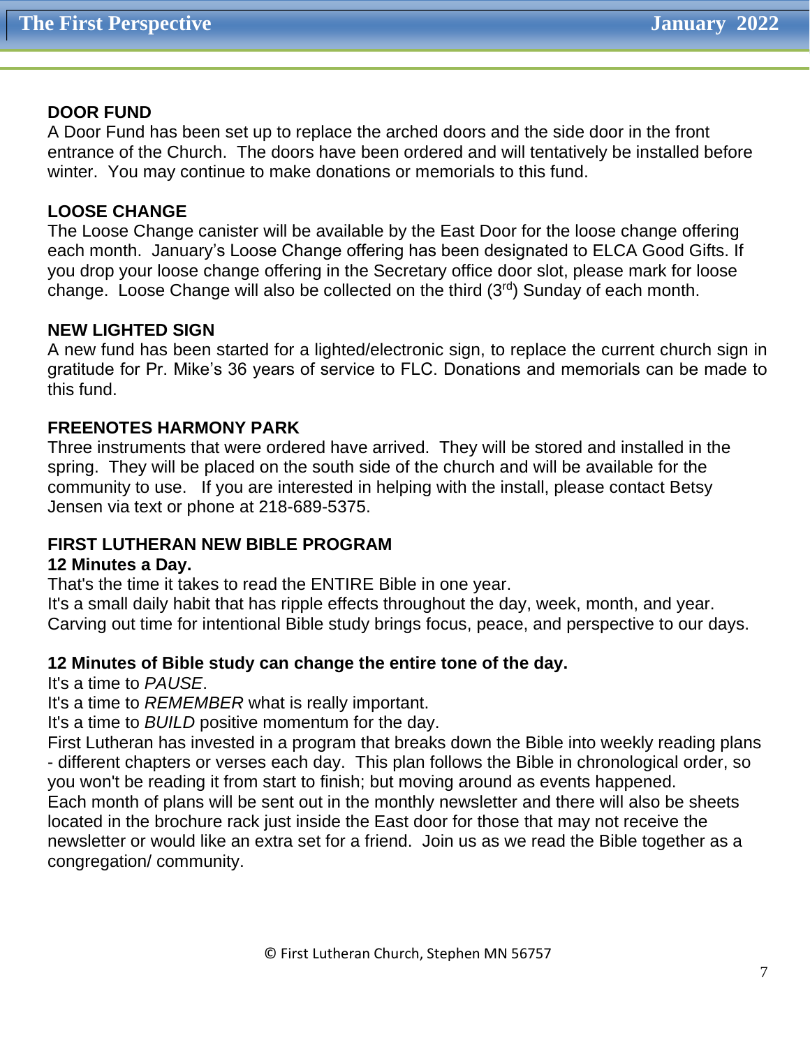## DOOR FUND

A Door Fund has been set up to replace the arched doors and the side door in the front entrance of the Church. The doors have been ordered and will tentatively be installed before winter. You may continue to make donations or memorials to this fund.

## LOOSE CHANGE

The Loose Change canister will be available by the East Door for the loose change offering each month. January's Loose Change offering has been designated to ELCA Good Gifts. If you drop your loose change offering in the Secretary office door slot, please mark for loose change. Loose Change will also be collected on the third (3rd) Sunday of each month.

## NEW LIGHTED SIGN

A new fund has been started for a lighted/electronic sign, to replace the current church sign in gratitude for Pr. Mike's 36 years of service to FLC. Donations and memorials can be made to this fund.

## FREENOTES HARMONY PARK

Three instruments that were ordered have arrived. They will be stored and installed in the spring. They will be placed on the south side of the church and will be available for the community to use. If you are interested in helping with the install, please contact Betsy Jensen via text or phone at 218-689-5375.

## FIRST LUTHERAN NEW BIBLE PROGRAM

**12 Minutes a Day.**

That's the time it takes to read the ENTIRE Bible in one year.
It's a small daily habit that has ripple effects throughout the day, week, month, and year.
Carving out time for intentional Bible study brings focus, peace, and perspective to our days.

**12 Minutes of Bible study can change the entire tone of the day.**

It's a time to *PAUSE*.
It's a time to *REMEMBER* what is really important.
It's a time to *BUILD* positive momentum for the day.
First Lutheran has invested in a program that breaks down the Bible into weekly reading plans - different chapters or verses each day. This plan follows the Bible in chronological order, so you won't be reading it from start to finish; but moving around as events happened.
Each month of plans will be sent out in the monthly newsletter and there will also be sheets located in the brochure rack just inside the East door for those that may not receive the newsletter or would like an extra set for a friend. Join us as we read the Bible together as a congregation/ community.

© First Lutheran Church, Stephen MN 56757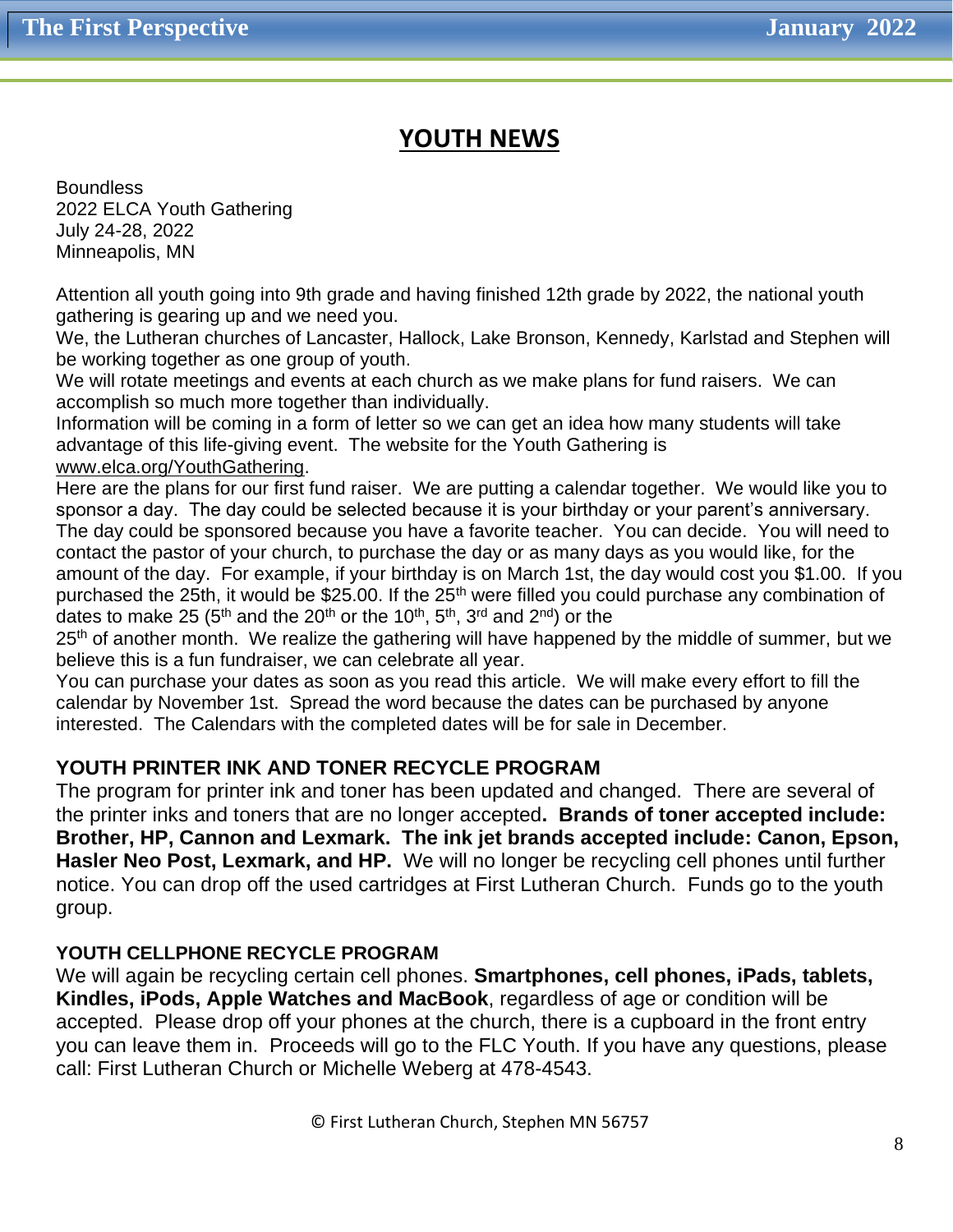# YOUTH NEWS

Boundless
2022 ELCA Youth Gathering
July 24-28, 2022
Minneapolis, MN

Attention all youth going into 9th grade and having finished 12th grade by 2022, the national youth gathering is gearing up and we need you.

We, the Lutheran churches of Lancaster, Hallock, Lake Bronson, Kennedy, Karlstad and Stephen will be working together as one group of youth.

We will rotate meetings and events at each church as we make plans for fund raisers. We can accomplish so much more together than individually.

Information will be coming in a form of letter so we can get an idea how many students will take advantage of this life-giving event. The website for the Youth Gathering is www.elca.org/YouthGathering.

Here are the plans for our first fund raiser. We are putting a calendar together. We would like you to sponsor a day. The day could be selected because it is your birthday or your parent's anniversary. The day could be sponsored because you have a favorite teacher. You can decide. You will need to contact the pastor of your church, to purchase the day or as many days as you would like, for the amount of the day. For example, if your birthday is on March 1st, the day would cost you $1.00. If you purchased the 25th, it would be $25.00. If the 25th were filled you could purchase any combination of dates to make 25 (5th and the 20th or the 10th, 5th, 3rd and 2nd) or the 25th of another month. We realize the gathering will have happened by the middle of summer, but we believe this is a fun fundraiser, we can celebrate all year.

You can purchase your dates as soon as you read this article. We will make every effort to fill the calendar by November 1st. Spread the word because the dates can be purchased by anyone interested. The Calendars with the completed dates will be for sale in December.

### YOUTH PRINTER INK AND TONER RECYCLE PROGRAM

The program for printer ink and toner has been updated and changed. There are several of the printer inks and toners that are no longer accepted**. Brands of toner accepted include: Brother, HP, Cannon and Lexmark. The ink jet brands accepted include: Canon, Epson, Hasler Neo Post, Lexmark, and HP.** We will no longer be recycling cell phones until further notice. You can drop off the used cartridges at First Lutheran Church. Funds go to the youth group.

### YOUTH CELLPHONE RECYCLE PROGRAM

We will again be recycling certain cell phones. **Smartphones, cell phones, iPads, tablets, Kindles, iPods, Apple Watches and MacBook**, regardless of age or condition will be accepted. Please drop off your phones at the church, there is a cupboard in the front entry you can leave them in. Proceeds will go to the FLC Youth. If you have any questions, please call: First Lutheran Church or Michelle Weberg at 478-4543.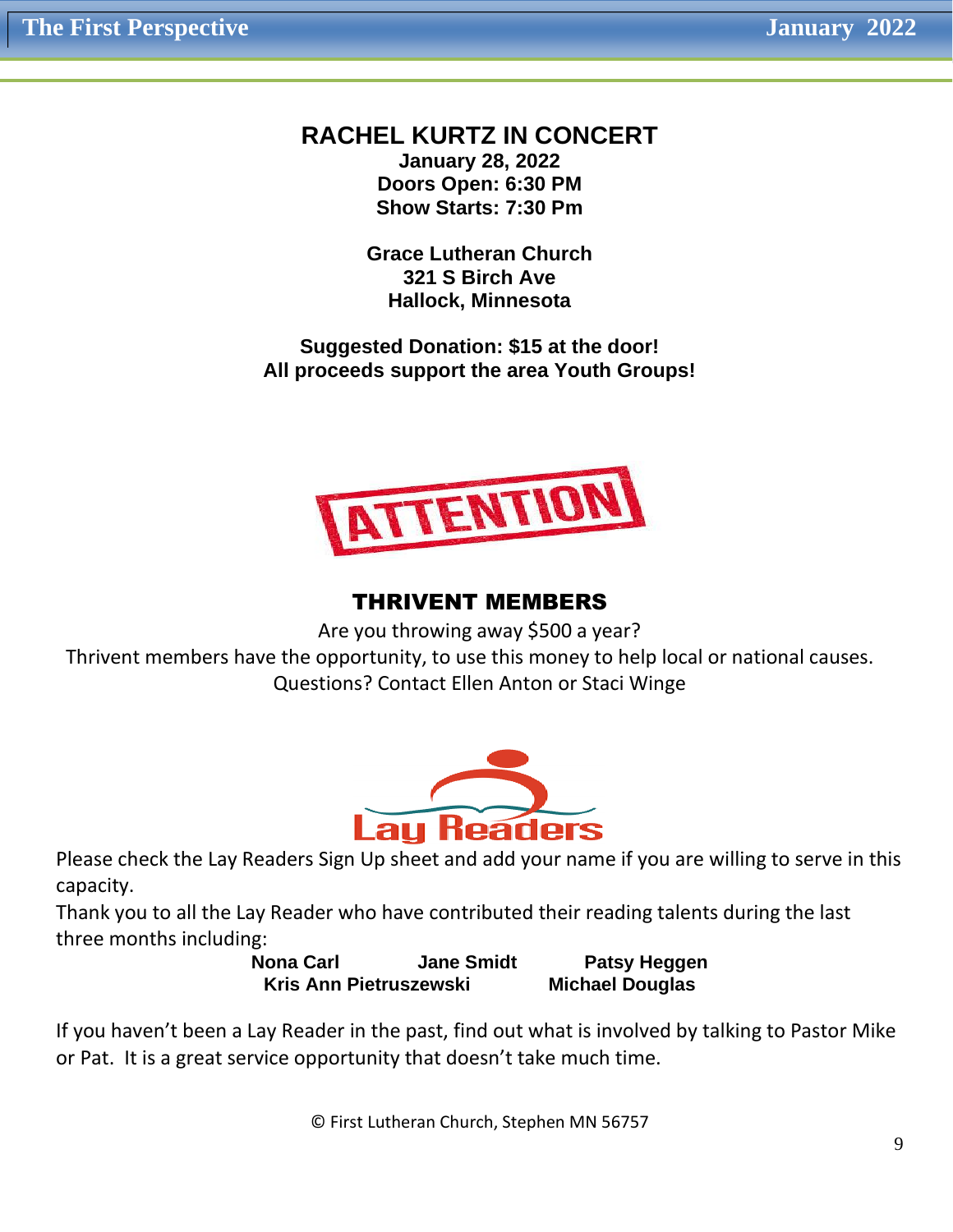## RACHEL KURTZ IN CONCERT

**January 28, 2022**
**Doors Open: 6:30 PM**
**Show Starts: 7:30 Pm**

**Grace Lutheran Church**
**321 S Birch Ave**
**Hallock, Minnesota**

**Suggested Donation: $15 at the door!**
**All proceeds support the area Youth Groups!**

ATTENTION

## THRIVENT MEMBERS

Are you throwing away $500 a year?
Thrivent members have the opportunity, to use this money to help local or national causes.
Questions? Contact Ellen Anton or Staci Winge

## Lay Readers

Please check the Lay Readers Sign Up sheet and add your name if you are willing to serve in this capacity.

Thank you to all the Lay Reader who have contributed their reading talents during the last three months including:

**Nona Carl** **Jane Smidt** **Patsy Heggen**
**Kris Ann Pietruszewski** **Michael Douglas**

If you haven't been a Lay Reader in the past, find out what is involved by talking to Pastor Mike or Pat. It is a great service opportunity that doesn't take much time.

© First Lutheran Church, Stephen MN 56757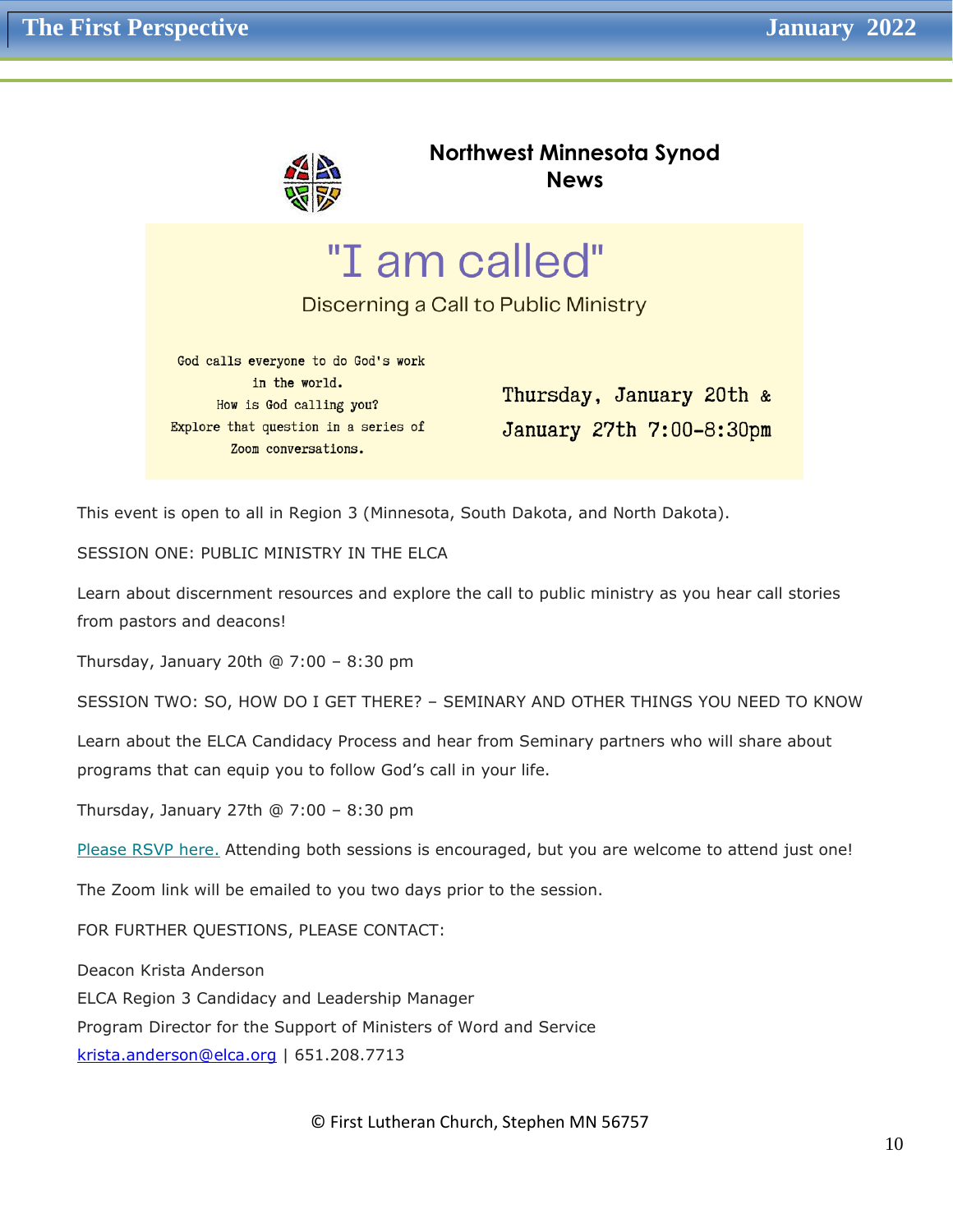## Northwest Minnesota Synod News

# "I am called"

Discerning a Call to Public Ministry

God calls everyone to do God's work in the world.
How is God calling you?
Explore that question in a series of Zoom conversations.

Thursday, January 20th & January 27th 7:00-8:30pm

This event is open to all in Region 3 (Minnesota, South Dakota, and North Dakota).

SESSION ONE: PUBLIC MINISTRY IN THE ELCA

Learn about discernment resources and explore the call to public ministry as you hear call stories from pastors and deacons!

Thursday, January 20th @ 7:00 – 8:30 pm

SESSION TWO: SO, HOW DO I GET THERE? – SEMINARY AND OTHER THINGS YOU NEED TO KNOW

Learn about the ELCA Candidacy Process and hear from Seminary partners who will share about programs that can equip you to follow God's call in your life.

Thursday, January 27th @ 7:00 – 8:30 pm

Please RSVP here. Attending both sessions is encouraged, but you are welcome to attend just one!

The Zoom link will be emailed to you two days prior to the session.

FOR FURTHER QUESTIONS, PLEASE CONTACT:

Deacon Krista Anderson
ELCA Region 3 Candidacy and Leadership Manager
Program Director for the Support of Ministers of Word and Service
krista.anderson@elca.org | 651.208.7713

© First Lutheran Church, Stephen MN 56757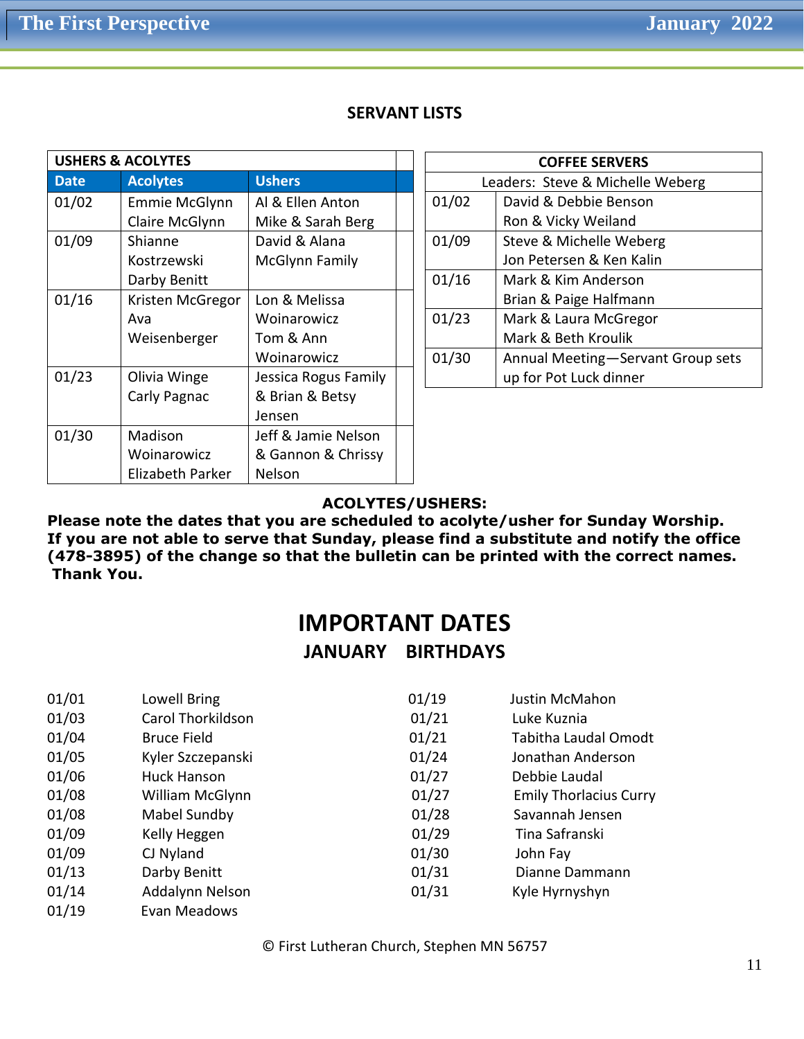## SERVANT LISTS

| USHERS & ACOLYTES | | |
|---|---|---|
| **Date** | **Acolytes** | **Ushers** |
| 01/02 | Emmie McGlynn<br>Claire McGlynn | Al & Ellen Anton<br>Mike & Sarah Berg |
| 01/09 | Shianne Kostrzewski<br>Darby Benitt | David & Alana McGlynn Family |
| 01/16 | Kristen McGregor<br>Ava Weisenberger | Lon & Melissa Woinarowicz<br>Tom & Ann Woinarowicz |
| 01/23 | Olivia Winge<br>Carly Pagnac | Jessica Rogus Family & Brian & Betsy Jensen |
| 01/30 | Madison Woinarowicz<br>Elizabeth Parker | Jeff & Jamie Nelson & Gannon & Chrissy Nelson |

| COFFEE SERVERS | |
|---|---|
| Leaders: Steve & Michelle Weberg | |
| 01/02 | David & Debbie Benson<br>Ron & Vicky Weiland |
| 01/09 | Steve & Michelle Weberg<br>Jon Petersen & Ken Kalin |
| 01/16 | Mark & Kim Anderson<br>Brian & Paige Halfmann |
| 01/23 | Mark & Laura McGregor<br>Mark & Beth Kroulik |
| 01/30 | Annual Meeting—Servant Group sets up for Pot Luck dinner |

**ACOLYTES/USHERS:**

**Please note the dates that you are scheduled to acolyte/usher for Sunday Worship. If you are not able to serve that Sunday, please find a substitute and notify the office (478-3895) of the change so that the bulletin can be printed with the correct names. Thank You.**

# IMPORTANT DATES

## JANUARY BIRTHDAYS

| Date | Name |
|---|---|
| 01/01 | Lowell Bring |
| 01/03 | Carol Thorkildson |
| 01/04 | Bruce Field |
| 01/05 | Kyler Szczepanski |
| 01/06 | Huck Hanson |
| 01/08 | William McGlynn |
| 01/08 | Mabel Sundby |
| 01/09 | Kelly Heggen |
| 01/09 | CJ Nyland |
| 01/13 | Darby Benitt |
| 01/14 | Addalynn Nelson |
| 01/19 | Evan Meadows |
| 01/19 | Justin McMahon |
| 01/21 | Luke Kuznia |
| 01/21 | Tabitha Laudal Omodt |
| 01/24 | Jonathan Anderson |
| 01/27 | Debbie Laudal |
| 01/27 | Emily Thorlacius Curry |
| 01/28 | Savannah Jensen |
| 01/29 | Tina Safranski |
| 01/30 | John Fay |
| 01/31 | Dianne Dammann |
| 01/31 | Kyle Hyrnyshyn |

© First Lutheran Church, Stephen MN 56757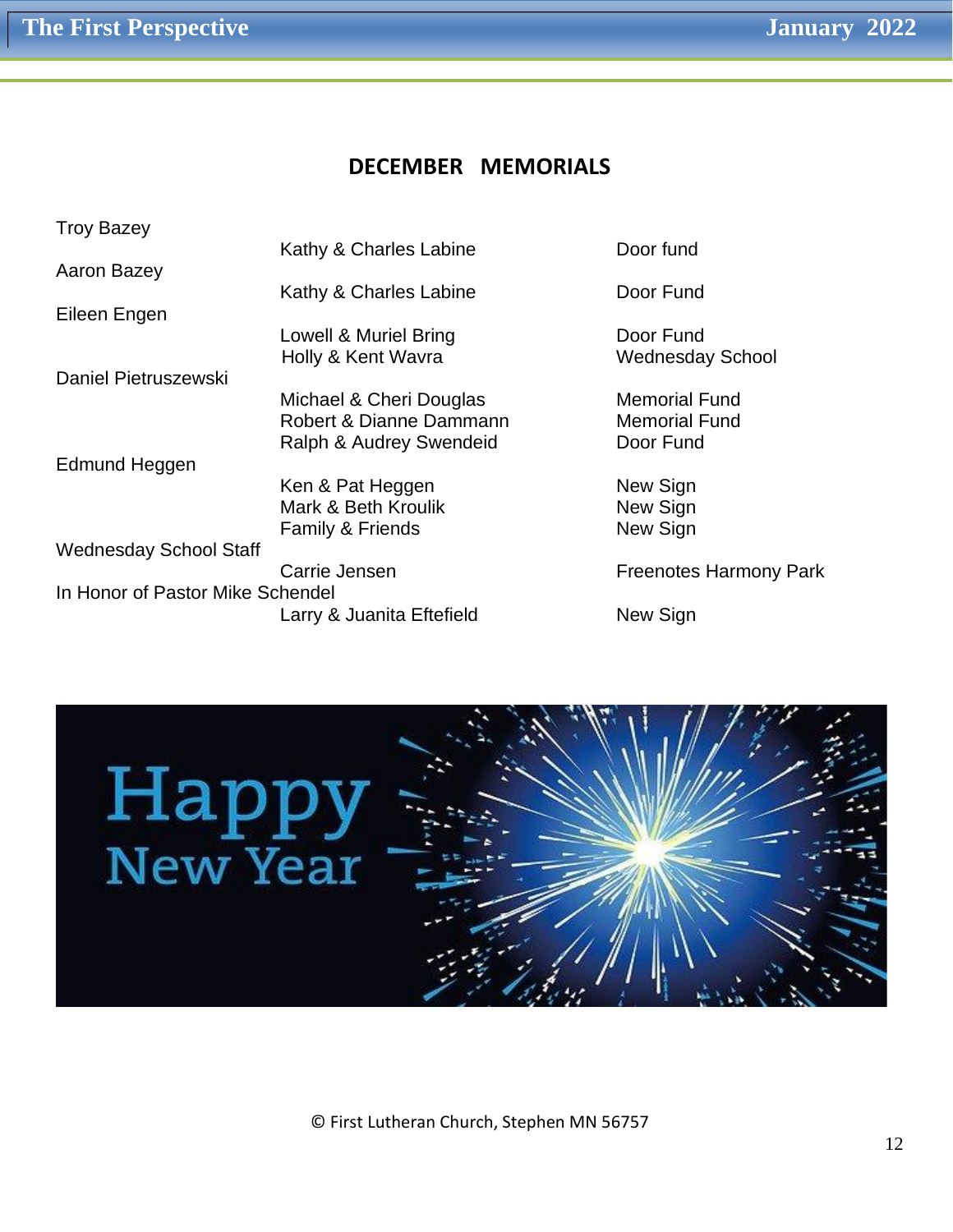## DECEMBER MEMORIALS

| In Memory Of | Given By | Designation |
|---|---|---|
| Troy Bazey | Kathy & Charles Labine | Door fund |
| Aaron Bazey | Kathy & Charles Labine | Door Fund |
| Eileen Engen | Lowell & Muriel Bring | Door Fund |
| | Holly & Kent Wavra | Wednesday School |
| Daniel Pietruszewski | Michael & Cheri Douglas | Memorial Fund |
| | Robert & Dianne Dammann | Memorial Fund |
| | Ralph & Audrey Swendeid | Door Fund |
| Edmund Heggen | Ken & Pat Heggen | New Sign |
| | Mark & Beth Kroulik | New Sign |
| | Family & Friends | New Sign |
| Wednesday School Staff | Carrie Jensen | Freenotes Harmony Park |
| In Honor of Pastor Mike Schendel | Larry & Juanita Eftefield | New Sign |

Happy New Year

© First Lutheran Church, Stephen MN 56757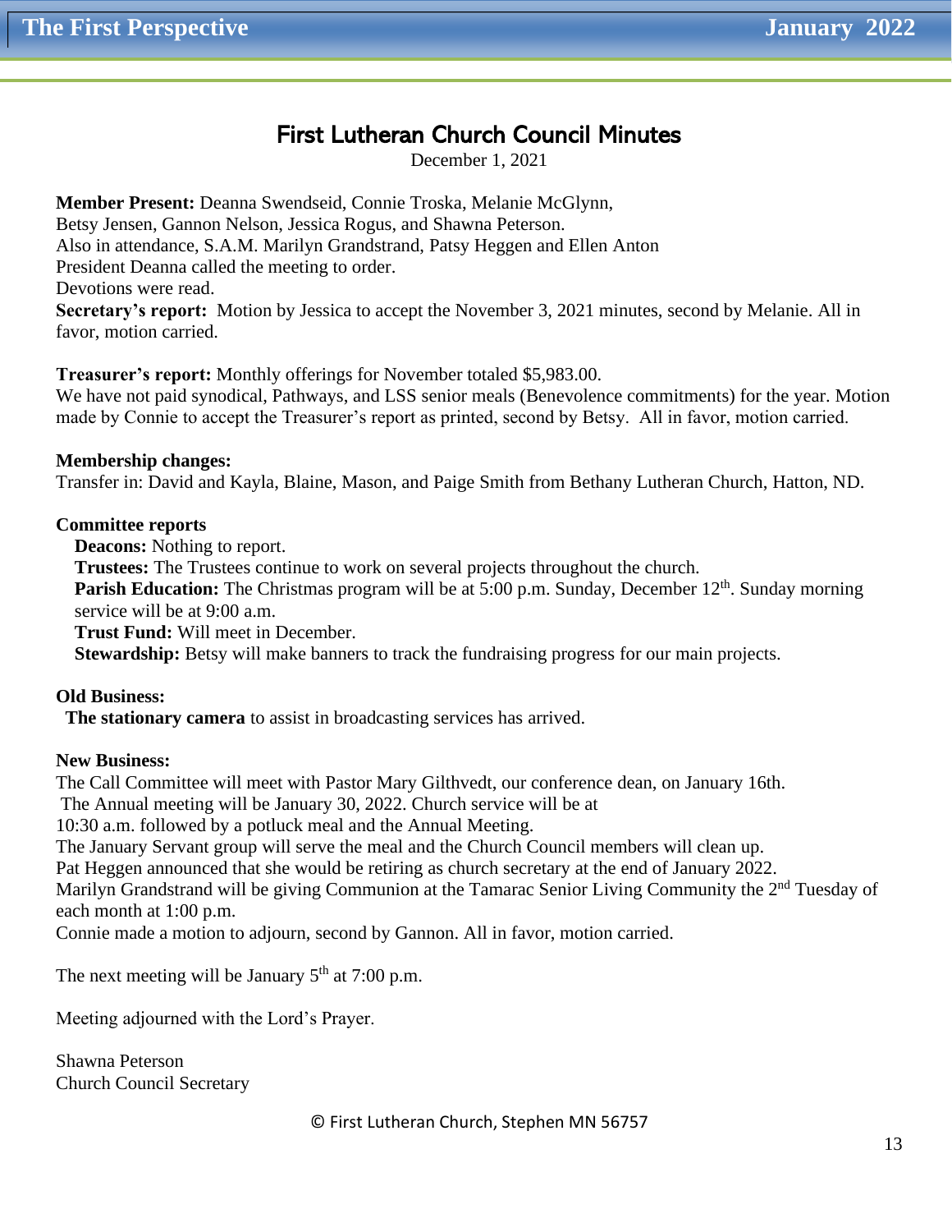# First Lutheran Church Council Minutes

December 1, 2021

**Member Present:** Deanna Swendseid, Connie Troska, Melanie McGlynn, Betsy Jensen, Gannon Nelson, Jessica Rogus, and Shawna Peterson.
Also in attendance, S.A.M. Marilyn Grandstrand, Patsy Heggen and Ellen Anton
President Deanna called the meeting to order.
Devotions were read.
**Secretary's report:** Motion by Jessica to accept the November 3, 2021 minutes, second by Melanie. All in favor, motion carried.

**Treasurer's report:** Monthly offerings for November totaled $5,983.00.
We have not paid synodical, Pathways, and LSS senior meals (Benevolence commitments) for the year. Motion made by Connie to accept the Treasurer's report as printed, second by Betsy. All in favor, motion carried.

**Membership changes:**
Transfer in: David and Kayla, Blaine, Mason, and Paige Smith from Bethany Lutheran Church, Hatton, ND.

**Committee reports**

- **Deacons:** Nothing to report.
- **Trustees:** The Trustees continue to work on several projects throughout the church.
- **Parish Education:** The Christmas program will be at 5:00 p.m. Sunday, December 12th. Sunday morning service will be at 9:00 a.m.
- **Trust Fund:** Will meet in December.
- **Stewardship:** Betsy will make banners to track the fundraising progress for our main projects.

**Old Business:**
**The stationary camera** to assist in broadcasting services has arrived.

**New Business:**
The Call Committee will meet with Pastor Mary Gilthvedt, our conference dean, on January 16th.
The Annual meeting will be January 30, 2022. Church service will be at 10:30 a.m. followed by a potluck meal and the Annual Meeting.
The January Servant group will serve the meal and the Church Council members will clean up.
Pat Heggen announced that she would be retiring as church secretary at the end of January 2022.
Marilyn Grandstrand will be giving Communion at the Tamarac Senior Living Community the 2nd Tuesday of each month at 1:00 p.m.
Connie made a motion to adjourn, second by Gannon. All in favor, motion carried.

The next meeting will be January 5th at 7:00 p.m.

Meeting adjourned with the Lord's Prayer.

Shawna Peterson
Church Council Secretary

© First Lutheran Church, Stephen MN 56757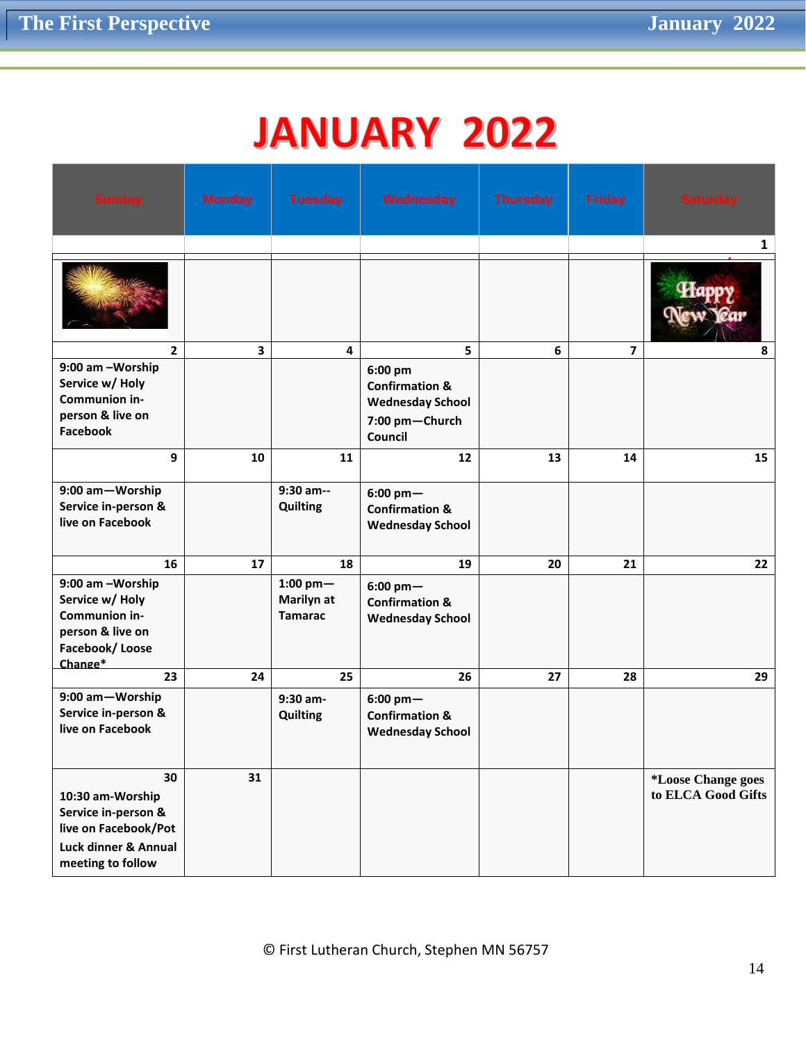# JANUARY 2022

| Sunday | Monday | Tuesday | Wednesday | Thursday | Friday | Saturday |
|---|---|---|---|---|---|---|
| | | | | | | 1 |
| | | | | | | |
| 2 | 3 | 4 | 5 | 6 | 7 | 8 |
| 9:00 am –Worship Service w/ Holy Communion in-person & live on Facebook | | | 6:00 pm Confirmation & Wednesday School 7:00 pm—Church Council | | | |
| 9 | 10 | 11 | 12 | 13 | 14 | 15 |
| 9:00 am—Worship Service in-person & live on Facebook | | 9:30 am-- Quilting | 6:00 pm— Confirmation & Wednesday School | | | |
| 16 | 17 | 18 | 19 | 20 | 21 | 22 |
| 9:00 am –Worship Service w/ Holy Communion in-person & live on Facebook/ Loose Change* | | 1:00 pm— Marilyn at Tamarac | 6:00 pm— Confirmation & Wednesday School | | | |
| 23 | 24 | 25 | 26 | 27 | 28 | 29 |
| 9:00 am—Worship Service in-person & live on Facebook | | 9:30 am- Quilting | 6:00 pm— Confirmation & Wednesday School | | | |
| 30 10:30 am-Worship Service in-person & live on Facebook/Pot Luck dinner & Annual meeting to follow | 31 | | | | | *Loose Change goes to ELCA Good Gifts |

© First Lutheran Church, Stephen MN 56757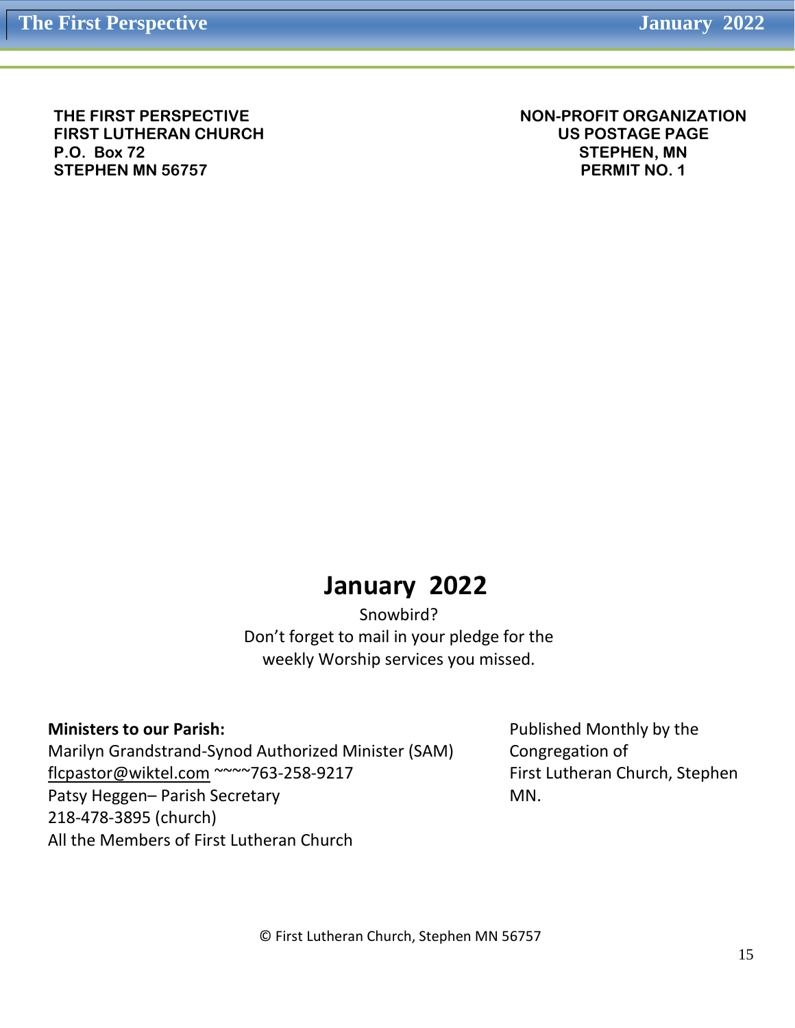**THE FIRST PERSPECTIVE**
**FIRST LUTHERAN CHURCH**
**P.O. Box 72**
**STEPHEN MN 56757**

**NON-PROFIT ORGANIZATION**
**US POSTAGE PAGE**
**STEPHEN, MN**
**PERMIT NO. 1**

# January 2022

Snowbird?
Don't forget to mail in your pledge for the weekly Worship services you missed.

**Ministers to our Parish:**
Marilyn Grandstrand-Synod Authorized Minister (SAM)
flcpastor@wiktel.com ~~~~763-258-9217
Patsy Heggen– Parish Secretary
218-478-3895 (church)
All the Members of First Lutheran Church

Published Monthly by the Congregation of First Lutheran Church, Stephen MN.

© First Lutheran Church, Stephen MN 56757